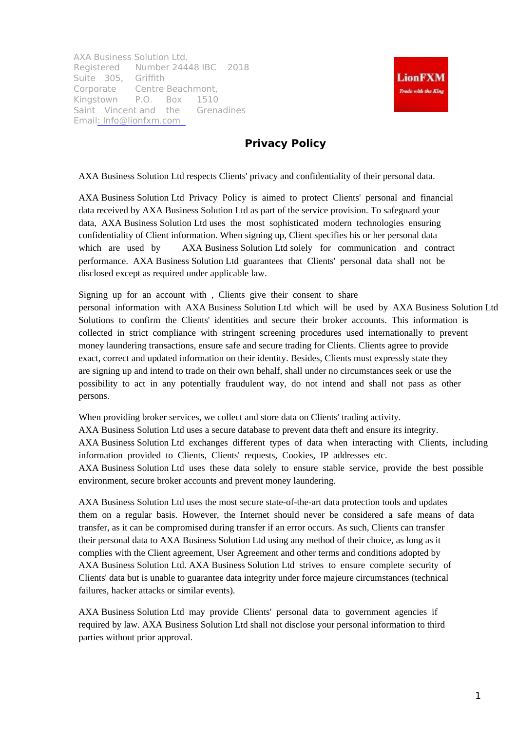AXA Business Solution Ltd.
Registered Number 24448 IBC 2018
Suite 305, Griffith Corporate Centre Beachmont, Kingstown P.O. Box 1510
Saint Vincent and the Grenadines
Email: Info@lionfxm.com

LionFXM
*Trade with the King*

## Privacy Policy

AXA Business Solution Ltd respects Clients' privacy and confidentiality of their personal data.

AXA Business Solution Ltd Privacy Policy is aimed to protect Clients' personal and financial data received by AXA Business Solution Ltd as part of the service provision. To safeguard your data, AXA Business Solution Ltd uses the most sophisticated modern technologies ensuring confidentiality of Client information. When signing up, Client specifies his or her personal data which are used by AXA Business Solution Ltd solely for communication and contract performance. AXA Business Solution Ltd guarantees that Clients' personal data shall not be disclosed except as required under applicable law.

Signing up for an account with , Clients give their consent to share personal information with AXA Business Solution Ltd which will be used by AXA Business Solution Ltd Solutions to confirm the Clients' identities and secure their broker accounts. This information is collected in strict compliance with stringent screening procedures used internationally to prevent money laundering transactions, ensure safe and secure trading for Clients. Clients agree to provide exact, correct and updated information on their identity. Besides, Clients must expressly state they are signing up and intend to trade on their own behalf, shall under no circumstances seek or use the possibility to act in any potentially fraudulent way, do not intend and shall not pass as other persons.

When providing broker services, we collect and store data on Clients' trading activity.
AXA Business Solution Ltd uses a secure database to prevent data theft and ensure its integrity.
AXA Business Solution Ltd exchanges different types of data when interacting with Clients, including information provided to Clients, Clients' requests, Cookies, IP addresses etc.
AXA Business Solution Ltd uses these data solely to ensure stable service, provide the best possible environment, secure broker accounts and prevent money laundering.

AXA Business Solution Ltd uses the most secure state-of-the-art data protection tools and updates them on a regular basis. However, the Internet should never be considered a safe means of data transfer, as it can be compromised during transfer if an error occurs. As such, Clients can transfer their personal data to AXA Business Solution Ltd using any method of their choice, as long as it complies with the Client agreement, User Agreement and other terms and conditions adopted by AXA Business Solution Ltd. AXA Business Solution Ltd strives to ensure complete security of Clients' data but is unable to guarantee data integrity under force majeure circumstances (technical failures, hacker attacks or similar events).

AXA Business Solution Ltd may provide Clients' personal data to government agencies if required by law. AXA Business Solution Ltd shall not disclose your personal information to third parties without prior approval.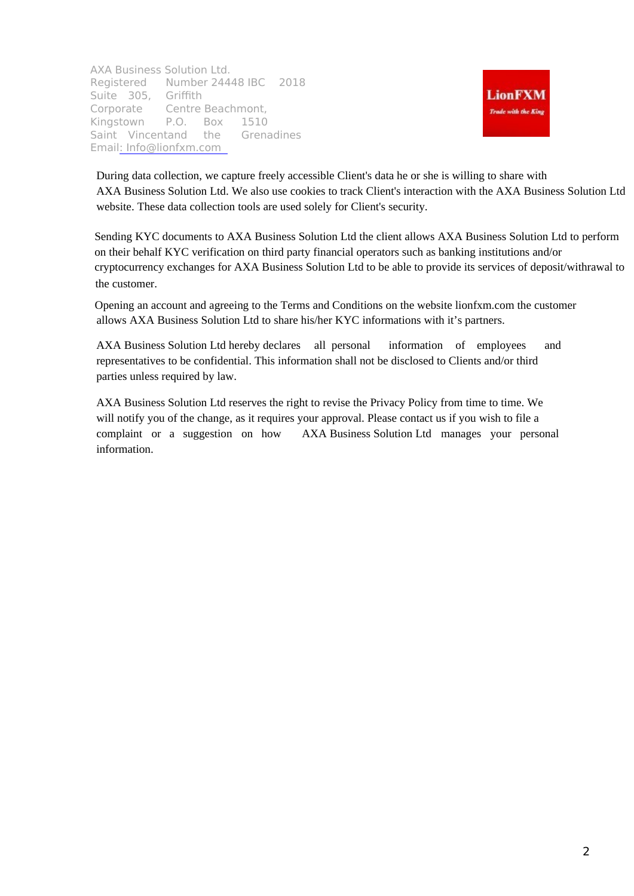AXA Business Solution Ltd.
Registered Number 24448 IBC 2018
Suite 305, Griffith
Corporate Centre Beachmont,
Kingstown P.O. Box 1510
Saint Vincentand the Grenadines
Email: Info@lionfxm.com

LionFXM
Trade with the King

During data collection, we capture freely accessible Client's data he or she is willing to share with AXA Business Solution Ltd. We also use cookies to track Client's interaction with the AXA Business Solution Ltd website. These data collection tools are used solely for Client's security.

Sending KYC documents to AXA Business Solution Ltd the client allows AXA Business Solution Ltd to perform on their behalf KYC verification on third party financial operators such as banking institutions and/or cryptocurrency exchanges for AXA Business Solution Ltd to be able to provide its services of deposit/withrawal to the customer.

Opening an account and agreeing to the Terms and Conditions on the website lionfxm.com the customer allows AXA Business Solution Ltd to share his/her KYC informations with it's partners.

AXA Business Solution Ltd hereby declares all personal information of employees and representatives to be confidential. This information shall not be disclosed to Clients and/or third parties unless required by law.

AXA Business Solution Ltd reserves the right to revise the Privacy Policy from time to time. We will notify you of the change, as it requires your approval. Please contact us if you wish to file a complaint or a suggestion on how AXA Business Solution Ltd manages your personal information.